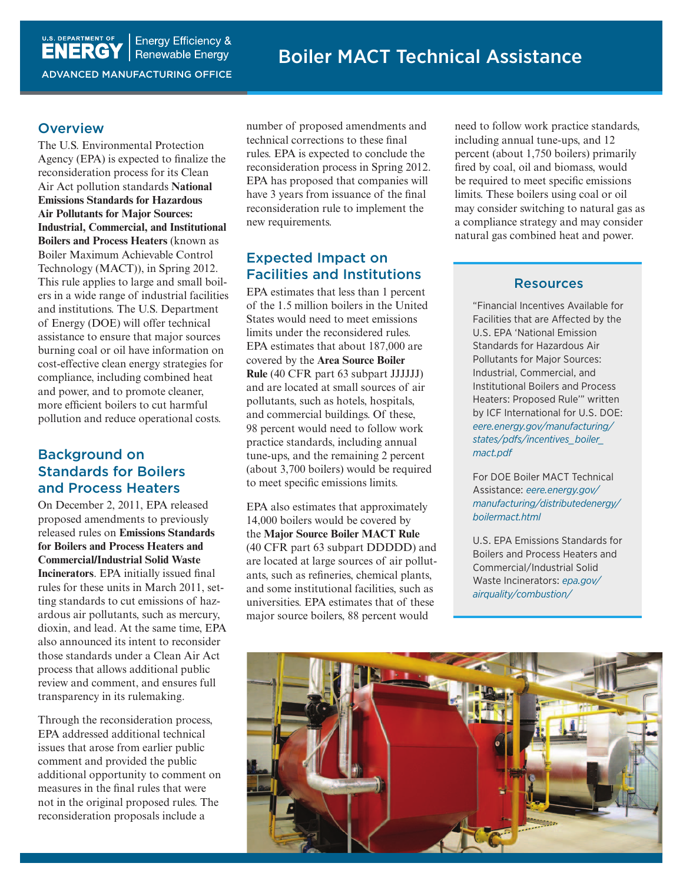# Boiler MACT Technical Assistance

U.S. DEPARTMENT OF ENERGY | Energy Efficiency & Renewable Energy

ADVANCED MANUFACTURING OFFICE

## Overview

The U.S. Environmental Protection Agency (EPA) is expected to finalize the reconsideration process for its Clean Air Act pollution standards **National Emissions Standards for Hazardous Air Pollutants for Major Sources: Industrial, Commercial, and Institutional Boilers and Process Heaters** (known as Boiler Maximum Achievable Control Technology (MACT)), in Spring 2012. This rule applies to large and small boilers in a wide range of industrial facilities and institutions. The U.S. Department of Energy (DOE) will offer technical assistance to ensure that major sources burning coal or oil have information on cost-effective clean energy strategies for compliance, including combined heat and power, and to promote cleaner, more efficient boilers to cut harmful pollution and reduce operational costs.

## Background on Standards for Boilers and Process Heaters

On December 2, 2011, EPA released proposed amendments to previously released rules on **Emissions Standards for Boilers and Process Heaters and Commercial/Industrial Solid Waste Incinerators**. EPA initially issued final rules for these units in March 2011, setting standards to cut emissions of hazardous air pollutants, such as mercury, dioxin, and lead. At the same time, EPA also announced its intent to reconsider those standards under a Clean Air Act process that allows additional public review and comment, and ensures full transparency in its rulemaking.

Through the reconsideration process, EPA addressed additional technical issues that arose from earlier public comment and provided the public additional opportunity to comment on measures in the final rules that were not in the original proposed rules. The reconsideration proposals include a number of proposed amendments and technical corrections to these final rules. EPA is expected to conclude the reconsideration process in Spring 2012. EPA has proposed that companies will have 3 years from issuance of the final reconsideration rule to implement the new requirements.

## Expected Impact on Facilities and Institutions

EPA estimates that less than 1 percent of the 1.5 million boilers in the United States would need to meet emissions limits under the reconsidered rules. EPA estimates that about 187,000 are covered by the **Area Source Boiler Rule** (40 CFR part 63 subpart JJJJJJ) and are located at small sources of air pollutants, such as hotels, hospitals, and commercial buildings. Of these, 98 percent would need to follow work practice standards, including annual tune-ups, and the remaining 2 percent (about 3,700 boilers) would be required to meet specific emissions limits.

EPA also estimates that approximately 14,000 boilers would be covered by the **Major Source Boiler MACT Rule** (40 CFR part 63 subpart DDDDD) and are located at large sources of air pollutants, such as refineries, chemical plants, and some institutional facilities, such as universities. EPA estimates that of these major source boilers, 88 percent would need to follow work practice standards, including annual tune-ups, and 12 percent (about 1,750 boilers) primarily fired by coal, oil and biomass, would be required to meet specific emissions limits. These boilers using coal or oil may consider switching to natural gas as a compliance strategy and may consider natural gas combined heat and power.

### Resources

"Financial Incentives Available for Facilities that are Affected by the U.S. EPA 'National Emission Standards for Hazardous Air Pollutants for Major Sources: Industrial, Commercial, and Institutional Boilers and Process Heaters: Proposed Rule'" written by ICF International for U.S. DOE: *eere.energy.gov/manufacturing/states/pdfs/incentives_boiler_mact.pdf*

For DOE Boiler MACT Technical Assistance: *eere.energy.gov/manufacturing/distributedenergy/boilermact.html*

U.S. EPA Emissions Standards for Boilers and Process Heaters and Commercial/Industrial Solid Waste Incinerators: *epa.gov/airquality/combustion/*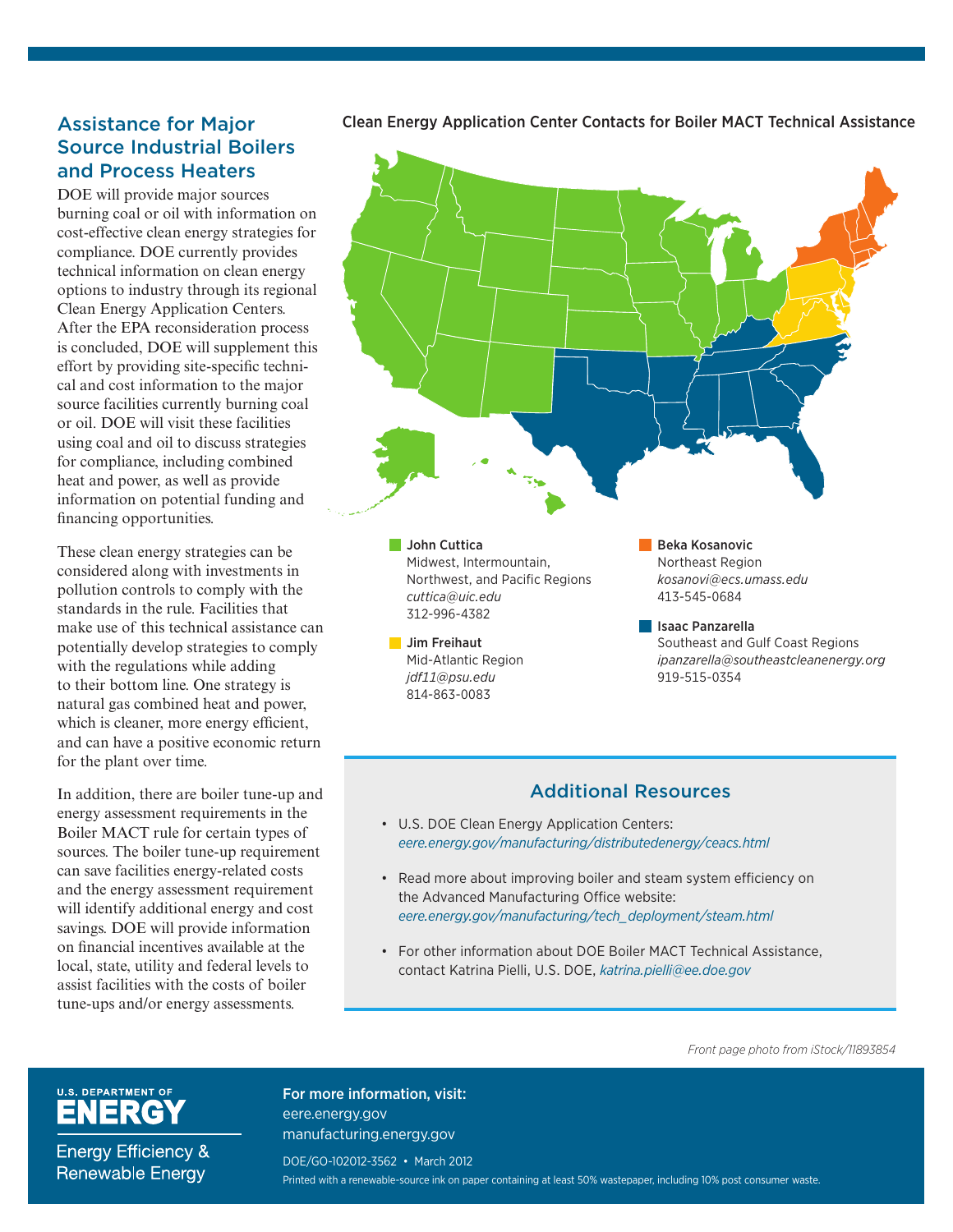## Assistance for Major Source Industrial Boilers and Process Heaters

DOE will provide major sources burning coal or oil with information on cost-effective clean energy strategies for compliance. DOE currently provides technical information on clean energy options to industry through its regional Clean Energy Application Centers. After the EPA reconsideration process is concluded, DOE will supplement this effort by providing site-specific technical and cost information to the major source facilities currently burning coal or oil. DOE will visit these facilities using coal and oil to discuss strategies for compliance, including combined heat and power, as well as provide information on potential funding and financing opportunities.

These clean energy strategies can be considered along with investments in pollution controls to comply with the standards in the rule. Facilities that make use of this technical assistance can potentially develop strategies to comply with the regulations while adding to their bottom line. One strategy is natural gas combined heat and power, which is cleaner, more energy efficient, and can have a positive economic return for the plant over time.

In addition, there are boiler tune-up and energy assessment requirements in the Boiler MACT rule for certain types of sources. The boiler tune-up requirement can save facilities energy-related costs and the energy assessment requirement will identify additional energy and cost savings. DOE will provide information on financial incentives available at the local, state, utility and federal levels to assist facilities with the costs of boiler tune-ups and/or energy assessments.

### Clean Energy Application Center Contacts for Boiler MACT Technical Assistance

**John Cuttica**
Midwest, Intermountain, Northwest, and Pacific Regions
*cuttica@uic.edu*
312-996-4382

**Jim Freihaut**
Mid-Atlantic Region
*jdf11@psu.edu*
814-863-0083

**Beka Kosanovic**
Northeast Region
*kosanovi@ecs.umass.edu*
413-545-0684

**Isaac Panzarella**
Southeast and Gulf Coast Regions
*ipanzarella@southeastcleanenergy.org*
919-515-0354

## Additional Resources

- U.S. DOE Clean Energy Application Centers: *eere.energy.gov/manufacturing/distributedenergy/ceacs.html*
- Read more about improving boiler and steam system efficiency on the Advanced Manufacturing Office website: *eere.energy.gov/manufacturing/tech_deployment/steam.html*
- For other information about DOE Boiler MACT Technical Assistance, contact Katrina Pielli, U.S. DOE, *katrina.pielli@ee.doe.gov*

*Front page photo from iStock/11893854*

U.S. DEPARTMENT OF ENERGY
Energy Efficiency & Renewable Energy

**For more information, visit:**
eere.energy.gov
manufacturing.energy.gov

DOE/GO-102012-3562 • March 2012

Printed with a renewable-source ink on paper containing at least 50% wastepaper, including 10% post consumer waste.